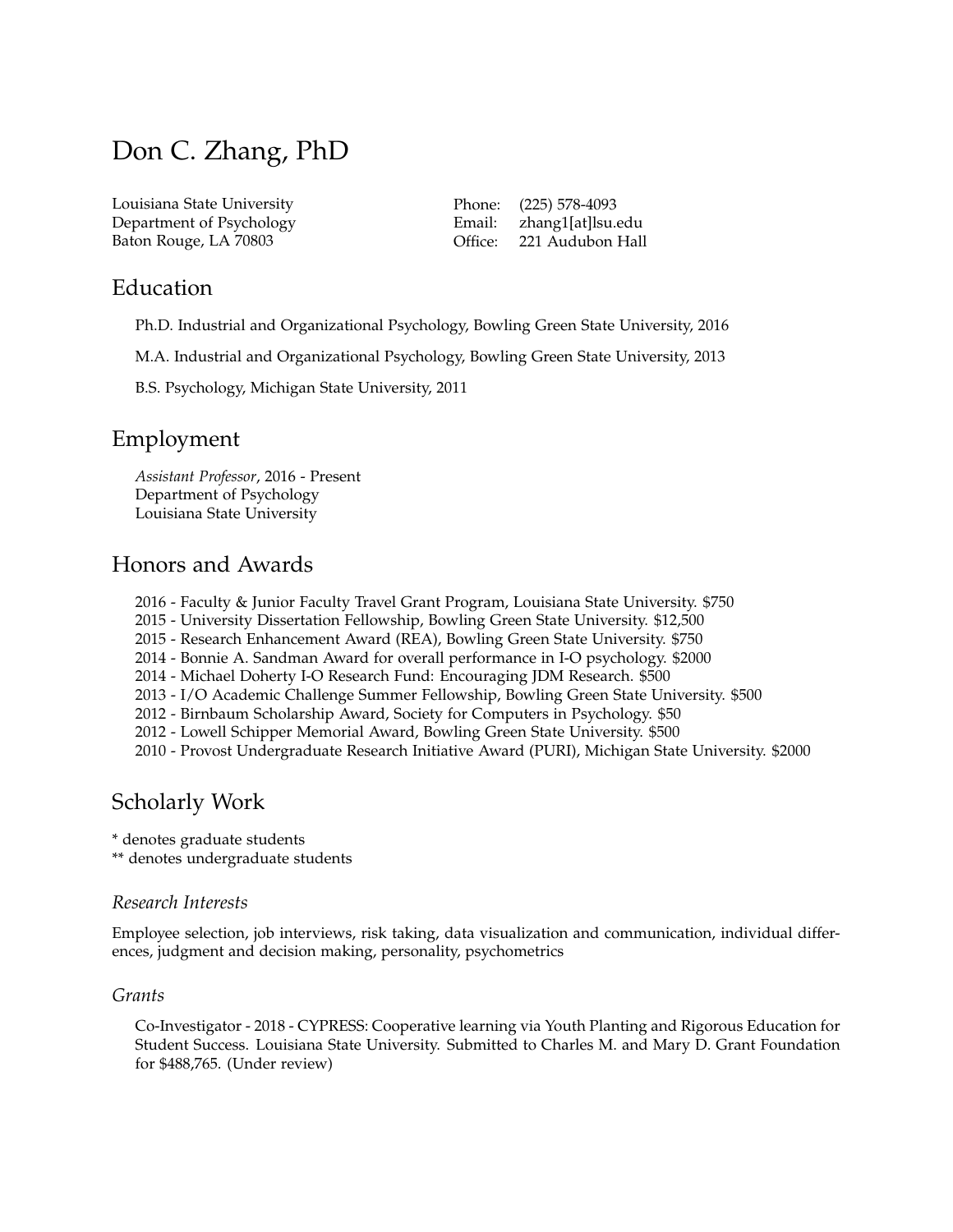# Don C. Zhang, PhD

Louisiana State University
Department of Psychology
Baton Rouge, LA 70803

Phone: (225) 578-4093
Email: zhang1[at]lsu.edu
Office: 221 Audubon Hall

## Education

Ph.D. Industrial and Organizational Psychology, Bowling Green State University, 2016

M.A. Industrial and Organizational Psychology, Bowling Green State University, 2013

B.S. Psychology, Michigan State University, 2011

## Employment

*Assistant Professor*, 2016 - Present
Department of Psychology
Louisiana State University

## Honors and Awards

2016 - Faculty & Junior Faculty Travel Grant Program, Louisiana State University. $750
2015 - University Dissertation Fellowship, Bowling Green State University. $12,500
2015 - Research Enhancement Award (REA), Bowling Green State University. $750
2014 - Bonnie A. Sandman Award for overall performance in I-O psychology. $2000
2014 - Michael Doherty I-O Research Fund: Encouraging JDM Research. $500
2013 - I/O Academic Challenge Summer Fellowship, Bowling Green State University. $500
2012 - Birnbaum Scholarship Award, Society for Computers in Psychology. $50
2012 - Lowell Schipper Memorial Award, Bowling Green State University. $500
2010 - Provost Undergraduate Research Initiative Award (PURI), Michigan State University. $2000

## Scholarly Work

* denotes graduate students
** denotes undergraduate students

### *Research Interests*

Employee selection, job interviews, risk taking, data visualization and communication, individual differences, judgment and decision making, personality, psychometrics

### *Grants*

Co-Investigator - 2018 - CYPRESS: Cooperative learning via Youth Planting and Rigorous Education for Student Success. Louisiana State University. Submitted to Charles M. and Mary D. Grant Foundation for $488,765. (Under review)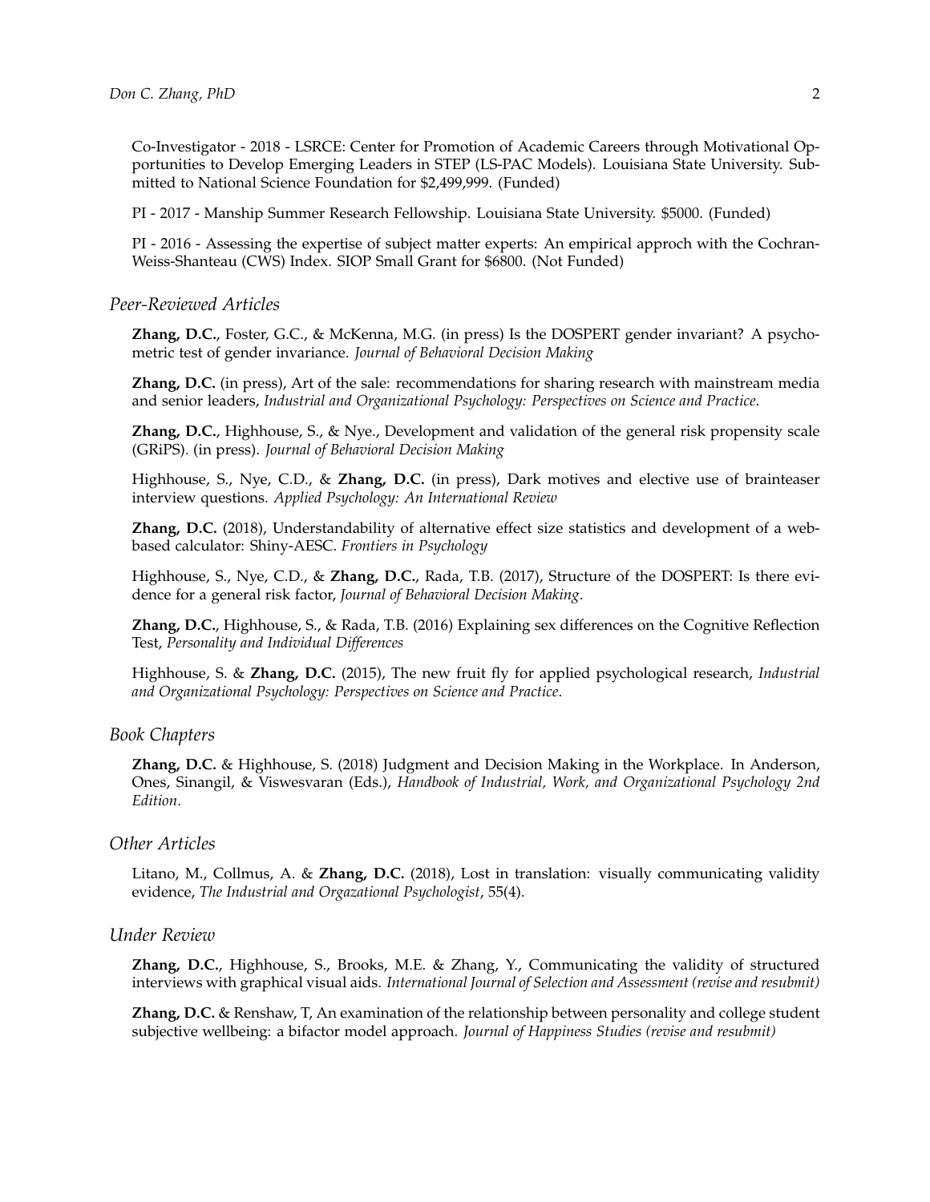Co-Investigator - 2018 - LSRCE: Center for Promotion of Academic Careers through Motivational Opportunities to Develop Emerging Leaders in STEP (LS-PAC Models). Louisiana State University. Submitted to National Science Foundation for $2,499,999. (Funded)

PI - 2017 - Manship Summer Research Fellowship. Louisiana State University. $5000. (Funded)

PI - 2016 - Assessing the expertise of subject matter experts: An empirical approch with the Cochran-Weiss-Shanteau (CWS) Index. SIOP Small Grant for $6800. (Not Funded)

### *Peer-Reviewed Articles*

**Zhang, D.C.**, Foster, G.C., & McKenna, M.G. (in press) Is the DOSPERT gender invariant? A psychometric test of gender invariance. *Journal of Behavioral Decision Making*

**Zhang, D.C.** (in press), Art of the sale: recommendations for sharing research with mainstream media and senior leaders, *Industrial and Organizational Psychology: Perspectives on Science and Practice*.

**Zhang, D.C.**, Highhouse, S., & Nye., Development and validation of the general risk propensity scale (GRiPS). (in press). *Journal of Behavioral Decision Making*

Highhouse, S., Nye, C.D., & **Zhang, D.C.** (in press), Dark motives and elective use of brainteaser interview questions. *Applied Psychology: An International Review*

**Zhang, D.C.** (2018), Understandability of alternative effect size statistics and development of a web-based calculator: Shiny-AESC. *Frontiers in Psychology*

Highhouse, S., Nye, C.D., & **Zhang, D.C.**, Rada, T.B. (2017), Structure of the DOSPERT: Is there evidence for a general risk factor, *Journal of Behavioral Decision Making*.

**Zhang, D.C.**, Highhouse, S., & Rada, T.B. (2016) Explaining sex differences on the Cognitive Reflection Test, *Personality and Individual Differences*

Highhouse, S. & **Zhang, D.C.** (2015), The new fruit fly for applied psychological research, *Industrial and Organizational Psychology: Perspectives on Science and Practice*.

### *Book Chapters*

**Zhang, D.C.** & Highhouse, S. (2018) Judgment and Decision Making in the Workplace. In Anderson, Ones, Sinangil, & Viswesvaran (Eds.), *Handbook of Industrial, Work, and Organizational Psychology 2nd Edition*.

### *Other Articles*

Litano, M., Collmus, A. & **Zhang, D.C.** (2018), Lost in translation: visually communicating validity evidence, *The Industrial and Orgazational Psychologist*, 55(4).

### *Under Review*

**Zhang, D.C.**, Highhouse, S., Brooks, M.E. & Zhang, Y., Communicating the validity of structured interviews with graphical visual aids. *International Journal of Selection and Assessment (revise and resubmit)*

**Zhang, D.C.** & Renshaw, T, An examination of the relationship between personality and college student subjective wellbeing: a bifactor model approach. *Journal of Happiness Studies (revise and resubmit)*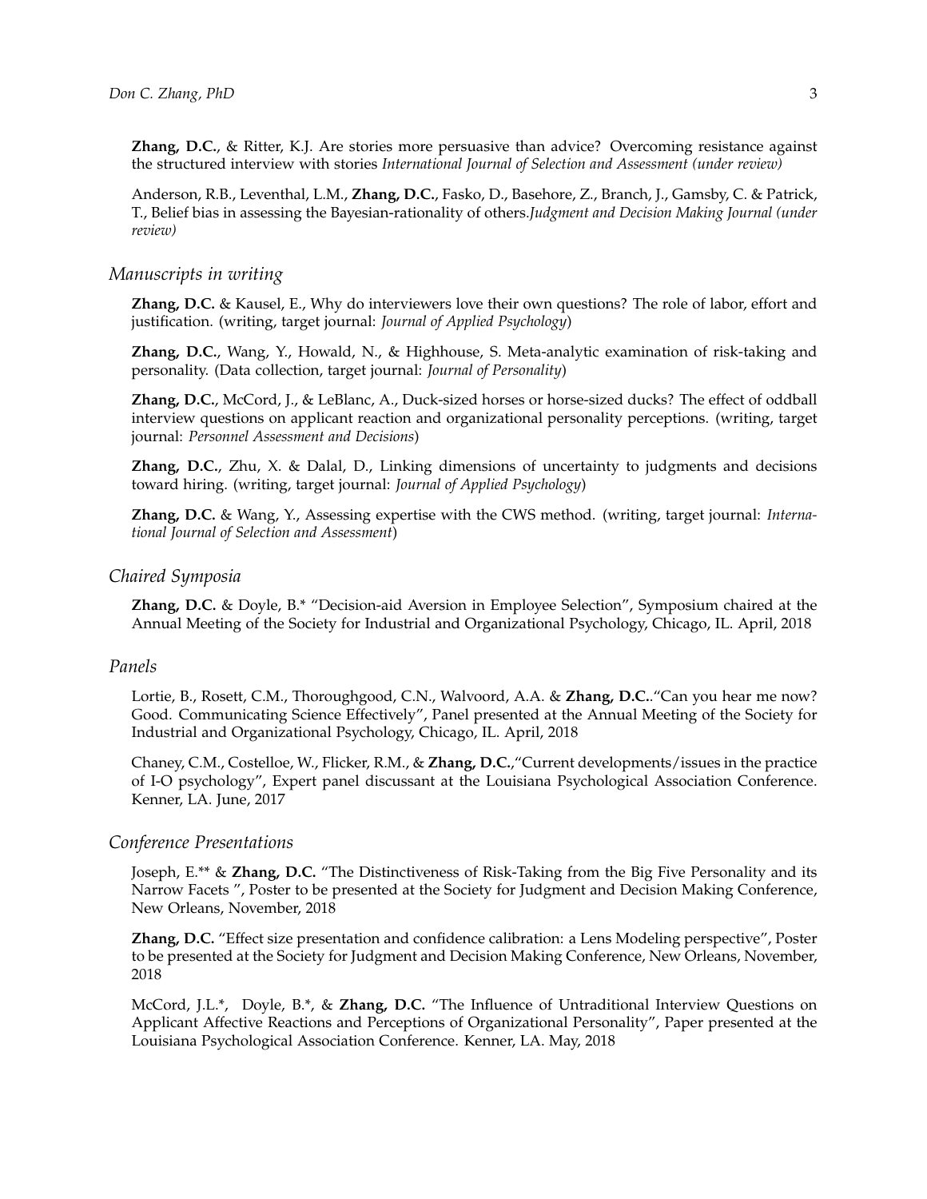**Zhang, D.C.**, & Ritter, K.J. Are stories more persuasive than advice? Overcoming resistance against the structured interview with stories *International Journal of Selection and Assessment (under review)*

Anderson, R.B., Leventhal, L.M., **Zhang, D.C.**, Fasko, D., Basehore, Z., Branch, J., Gamsby, C. & Patrick, T., Belief bias in assessing the Bayesian-rationality of others.*Judgment and Decision Making Journal (under review)*

### *Manuscripts in writing*

**Zhang, D.C.** & Kausel, E., Why do interviewers love their own questions? The role of labor, effort and justification. (writing, target journal: *Journal of Applied Psychology*)

**Zhang, D.C.**, Wang, Y., Howald, N., & Highhouse, S. Meta-analytic examination of risk-taking and personality. (Data collection, target journal: *Journal of Personality*)

**Zhang, D.C.**, McCord, J., & LeBlanc, A., Duck-sized horses or horse-sized ducks? The effect of oddball interview questions on applicant reaction and organizational personality perceptions. (writing, target journal: *Personnel Assessment and Decisions*)

**Zhang, D.C.**, Zhu, X. & Dalal, D., Linking dimensions of uncertainty to judgments and decisions toward hiring. (writing, target journal: *Journal of Applied Psychology*)

**Zhang, D.C.** & Wang, Y., Assessing expertise with the CWS method. (writing, target journal: *International Journal of Selection and Assessment*)

### *Chaired Symposia*

**Zhang, D.C.** & Doyle, B.* "Decision-aid Aversion in Employee Selection", Symposium chaired at the Annual Meeting of the Society for Industrial and Organizational Psychology, Chicago, IL. April, 2018

### *Panels*

Lortie, B., Rosett, C.M., Thoroughgood, C.N., Walvoord, A.A. & **Zhang, D.C.**."Can you hear me now? Good. Communicating Science Effectively", Panel presented at the Annual Meeting of the Society for Industrial and Organizational Psychology, Chicago, IL. April, 2018

Chaney, C.M., Costelloe, W., Flicker, R.M., & **Zhang, D.C.**,"Current developments/issues in the practice of I-O psychology", Expert panel discussant at the Louisiana Psychological Association Conference. Kenner, LA. June, 2017

### *Conference Presentations*

Joseph, E.** & **Zhang, D.C.** "The Distinctiveness of Risk-Taking from the Big Five Personality and its Narrow Facets ", Poster to be presented at the Society for Judgment and Decision Making Conference, New Orleans, November, 2018

**Zhang, D.C.** "Effect size presentation and confidence calibration: a Lens Modeling perspective", Poster to be presented at the Society for Judgment and Decision Making Conference, New Orleans, November, 2018

McCord, J.L.*, Doyle, B.*, & **Zhang, D.C.** "The Influence of Untraditional Interview Questions on Applicant Affective Reactions and Perceptions of Organizational Personality", Paper presented at the Louisiana Psychological Association Conference. Kenner, LA. May, 2018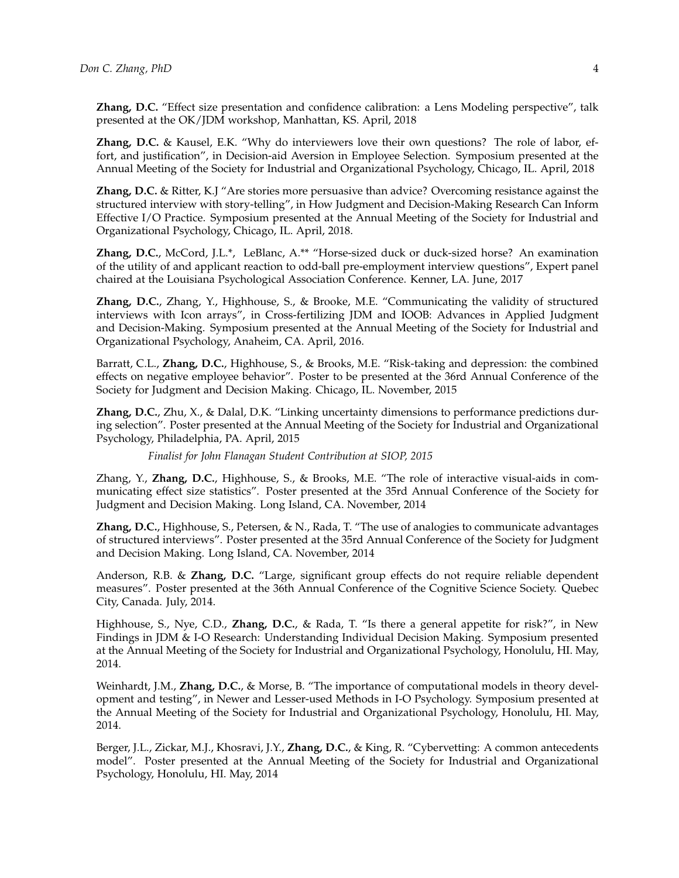**Zhang, D.C.** "Effect size presentation and confidence calibration: a Lens Modeling perspective", talk presented at the OK/JDM workshop, Manhattan, KS. April, 2018

**Zhang, D.C.** & Kausel, E.K. "Why do interviewers love their own questions? The role of labor, effort, and justification", in Decision-aid Aversion in Employee Selection. Symposium presented at the Annual Meeting of the Society for Industrial and Organizational Psychology, Chicago, IL. April, 2018

**Zhang, D.C.** & Ritter, K.J "Are stories more persuasive than advice? Overcoming resistance against the structured interview with story-telling", in How Judgment and Decision-Making Research Can Inform Effective I/O Practice. Symposium presented at the Annual Meeting of the Society for Industrial and Organizational Psychology, Chicago, IL. April, 2018.

**Zhang, D.C.**, McCord, J.L.*, LeBlanc, A.** "Horse-sized duck or duck-sized horse? An examination of the utility of and applicant reaction to odd-ball pre-employment interview questions", Expert panel chaired at the Louisiana Psychological Association Conference. Kenner, LA. June, 2017

**Zhang, D.C.**, Zhang, Y., Highhouse, S., & Brooke, M.E. "Communicating the validity of structured interviews with Icon arrays", in Cross-fertilizing JDM and IOOB: Advances in Applied Judgment and Decision-Making. Symposium presented at the Annual Meeting of the Society for Industrial and Organizational Psychology, Anaheim, CA. April, 2016.

Barratt, C.L., **Zhang, D.C.**, Highhouse, S., & Brooks, M.E. "Risk-taking and depression: the combined effects on negative employee behavior". Poster to be presented at the 36rd Annual Conference of the Society for Judgment and Decision Making. Chicago, IL. November, 2015

**Zhang, D.C.**, Zhu, X., & Dalal, D.K. "Linking uncertainty dimensions to performance predictions during selection". Poster presented at the Annual Meeting of the Society for Industrial and Organizational Psychology, Philadelphia, PA. April, 2015

*Finalist for John Flanagan Student Contribution at SIOP, 2015*

Zhang, Y., **Zhang, D.C.**, Highhouse, S., & Brooks, M.E. "The role of interactive visual-aids in communicating effect size statistics". Poster presented at the 35rd Annual Conference of the Society for Judgment and Decision Making. Long Island, CA. November, 2014

**Zhang, D.C.**, Highhouse, S., Petersen, & N., Rada, T. "The use of analogies to communicate advantages of structured interviews". Poster presented at the 35rd Annual Conference of the Society for Judgment and Decision Making. Long Island, CA. November, 2014

Anderson, R.B. & **Zhang, D.C.** "Large, significant group effects do not require reliable dependent measures". Poster presented at the 36th Annual Conference of the Cognitive Science Society. Quebec City, Canada. July, 2014.

Highhouse, S., Nye, C.D., **Zhang, D.C.**, & Rada, T. "Is there a general appetite for risk?", in New Findings in JDM & I-O Research: Understanding Individual Decision Making. Symposium presented at the Annual Meeting of the Society for Industrial and Organizational Psychology, Honolulu, HI. May, 2014.

Weinhardt, J.M., **Zhang, D.C.**, & Morse, B. "The importance of computational models in theory development and testing", in Newer and Lesser-used Methods in I-O Psychology. Symposium presented at the Annual Meeting of the Society for Industrial and Organizational Psychology, Honolulu, HI. May, 2014.

Berger, J.L., Zickar, M.J., Khosravi, J.Y., **Zhang, D.C.**, & King, R. "Cybervetting: A common antecedents model". Poster presented at the Annual Meeting of the Society for Industrial and Organizational Psychology, Honolulu, HI. May, 2014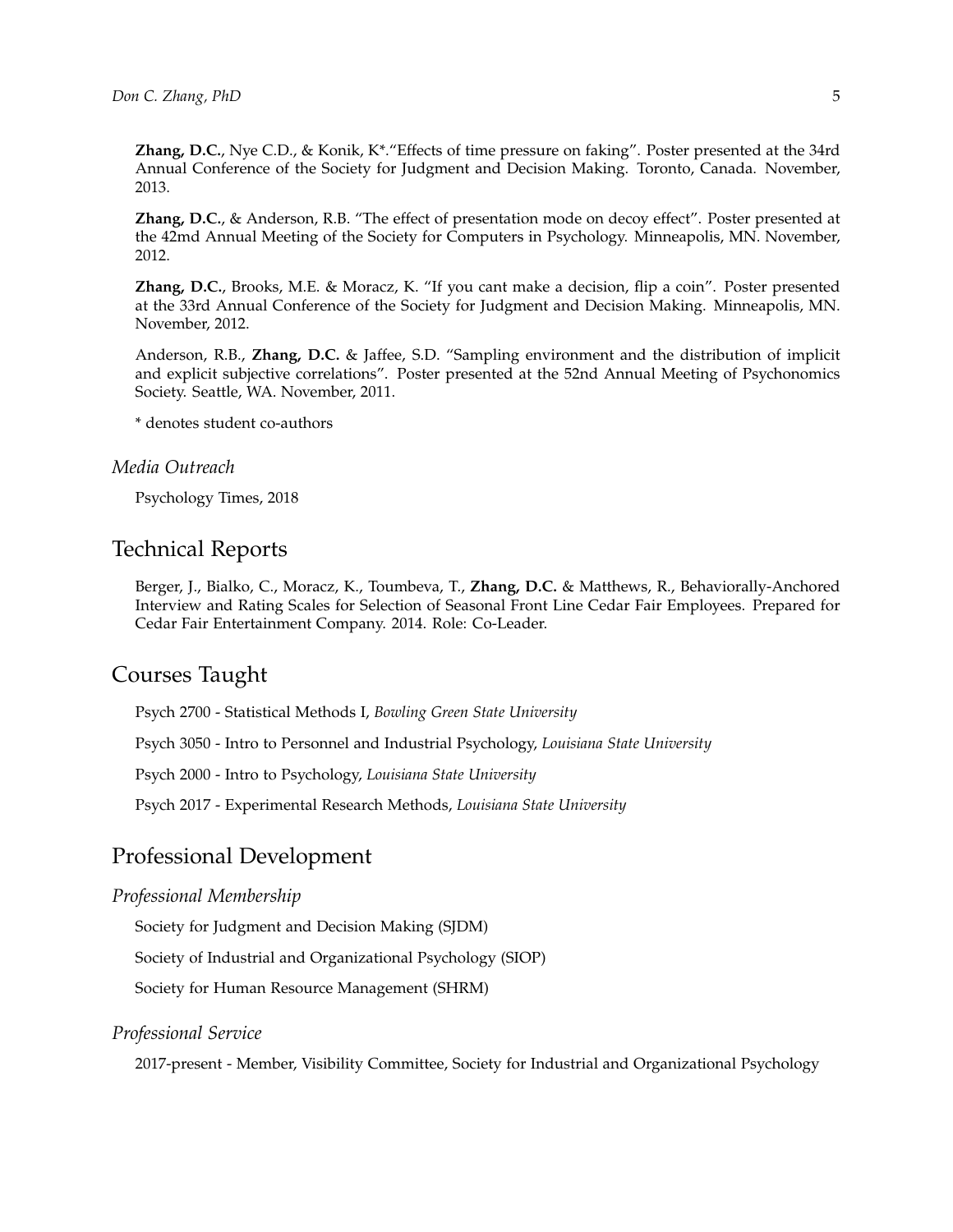**Zhang, D.C.**, Nye C.D., & Konik, K*."Effects of time pressure on faking". Poster presented at the 34rd Annual Conference of the Society for Judgment and Decision Making. Toronto, Canada. November, 2013.

**Zhang, D.C.**, & Anderson, R.B. "The effect of presentation mode on decoy effect". Poster presented at the 42md Annual Meeting of the Society for Computers in Psychology. Minneapolis, MN. November, 2012.

**Zhang, D.C.**, Brooks, M.E. & Moracz, K. "If you cant make a decision, flip a coin". Poster presented at the 33rd Annual Conference of the Society for Judgment and Decision Making. Minneapolis, MN. November, 2012.

Anderson, R.B., **Zhang, D.C.** & Jaffee, S.D. "Sampling environment and the distribution of implicit and explicit subjective correlations". Poster presented at the 52nd Annual Meeting of Psychonomics Society. Seattle, WA. November, 2011.

* denotes student co-authors

### *Media Outreach*

Psychology Times, 2018

## Technical Reports

Berger, J., Bialko, C., Moracz, K., Toumbeva, T., **Zhang, D.C.** & Matthews, R., Behaviorally-Anchored Interview and Rating Scales for Selection of Seasonal Front Line Cedar Fair Employees. Prepared for Cedar Fair Entertainment Company. 2014. Role: Co-Leader.

## Courses Taught

Psych 2700 - Statistical Methods I, *Bowling Green State University*

Psych 3050 - Intro to Personnel and Industrial Psychology, *Louisiana State University*

Psych 2000 - Intro to Psychology, *Louisiana State University*

Psych 2017 - Experimental Research Methods, *Louisiana State University*

## Professional Development

### *Professional Membership*

Society for Judgment and Decision Making (SJDM)

Society of Industrial and Organizational Psychology (SIOP)

Society for Human Resource Management (SHRM)

### *Professional Service*

2017-present - Member, Visibility Committee, Society for Industrial and Organizational Psychology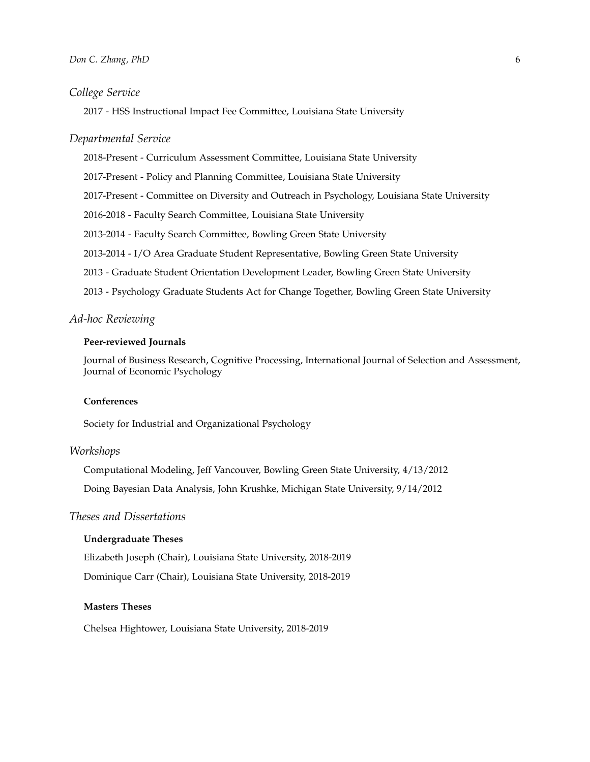### *College Service*

2017 - HSS Instructional Impact Fee Committee, Louisiana State University

### *Departmental Service*

2018-Present - Curriculum Assessment Committee, Louisiana State University

2017-Present - Policy and Planning Committee, Louisiana State University

2017-Present - Committee on Diversity and Outreach in Psychology, Louisiana State University

2016-2018 - Faculty Search Committee, Louisiana State University

2013-2014 - Faculty Search Committee, Bowling Green State University

2013-2014 - I/O Area Graduate Student Representative, Bowling Green State University

2013 - Graduate Student Orientation Development Leader, Bowling Green State University

2013 - Psychology Graduate Students Act for Change Together, Bowling Green State University

### *Ad-hoc Reviewing*

**Peer-reviewed Journals**

Journal of Business Research, Cognitive Processing, International Journal of Selection and Assessment, Journal of Economic Psychology

**Conferences**

Society for Industrial and Organizational Psychology

### *Workshops*

Computational Modeling, Jeff Vancouver, Bowling Green State University, 4/13/2012

Doing Bayesian Data Analysis, John Krushke, Michigan State University, 9/14/2012

### *Theses and Dissertations*

**Undergraduate Theses**

Elizabeth Joseph (Chair), Louisiana State University, 2018-2019

Dominique Carr (Chair), Louisiana State University, 2018-2019

**Masters Theses**

Chelsea Hightower, Louisiana State University, 2018-2019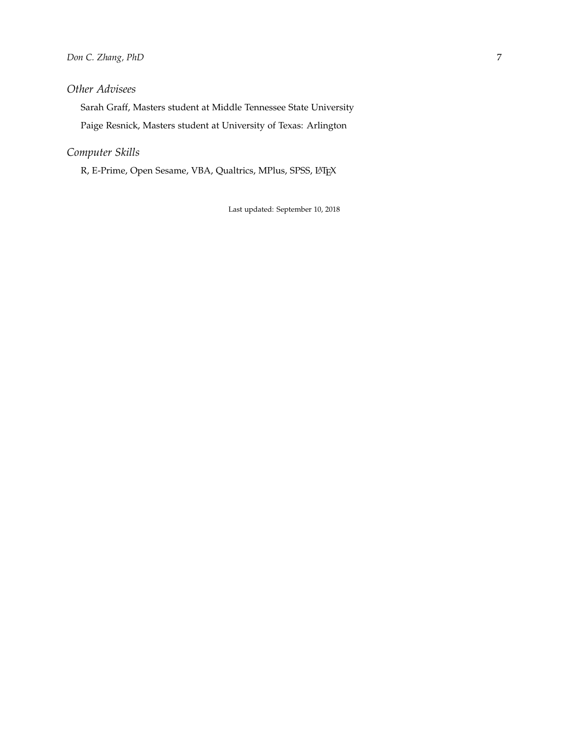### *Other Advisees*

Sarah Graff, Masters student at Middle Tennessee State University

Paige Resnick, Masters student at University of Texas: Arlington

### *Computer Skills*

R, E-Prime, Open Sesame, VBA, Qualtrics, MPlus, SPSS, LaTeX

Last updated: September 10, 2018